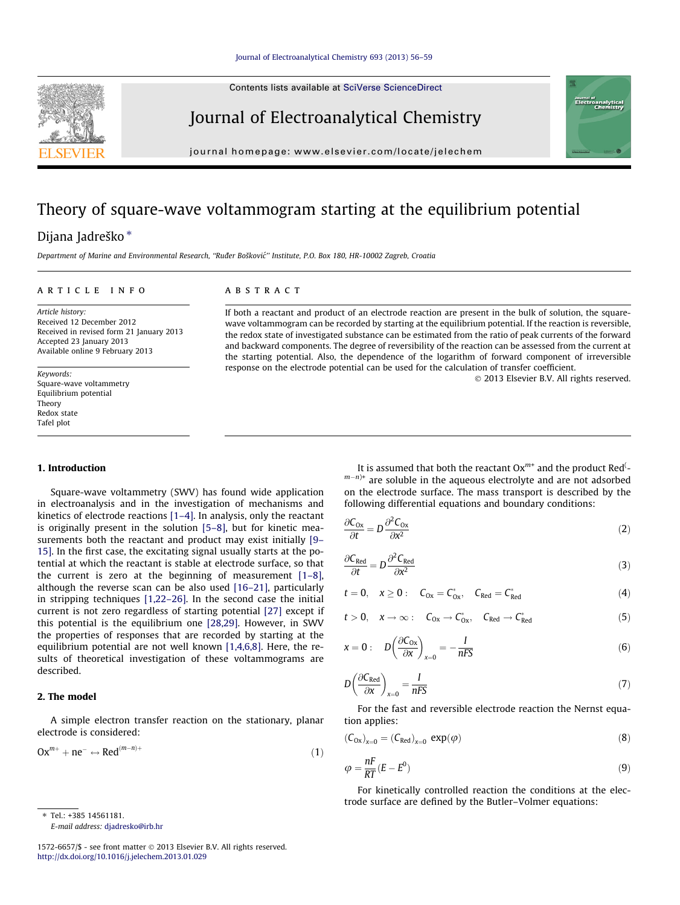# Theory of square-wave voltammogram starting at the equilibrium potential

Dijana Jadreško *

*Department of Marine and Environmental Research, "Ruđer Bošković" Institute, P.O. Box 180, HR-10002 Zagreb, Croatia*

## ARTICLE INFO

*Article history:*
Received 12 December 2012
Received in revised form 21 January 2013
Accepted 23 January 2013
Available online 9 February 2013

*Keywords:*
Square-wave voltammetry
Equilibrium potential
Theory
Redox state
Tafel plot

## ABSTRACT

If both a reactant and product of an electrode reaction are present in the bulk of solution, the square-wave voltammogram can be recorded by starting at the equilibrium potential. If the reaction is reversible, the redox state of investigated substance can be estimated from the ratio of peak currents of the forward and backward components. The degree of reversibility of the reaction can be assessed from the current at the starting potential. Also, the dependence of the logarithm of forward component of irreversible response on the electrode potential can be used for the calculation of transfer coefficient.

© 2013 Elsevier B.V. All rights reserved.

## 1. Introduction

Square-wave voltammetry (SWV) has found wide application in electroanalysis and in the investigation of mechanisms and kinetics of electrode reactions [1–4]. In analysis, only the reactant is originally present in the solution [5–8], but for kinetic measurements both the reactant and product may exist initially [9–15]. In the first case, the exciting signal usually starts at the potential at which the reactant is stable at electrode surface, so that the current is zero at the beginning of measurement [1–8], although the reverse scan can be also used [16–21], particularly in stripping techniques [1,22–26]. In the second case the initial current is not zero regardless of starting potential [27] except if this potential is the equilibrium one [28,29]. However, in SWV the properties of responses that are recorded by starting at the equilibrium potential are not well known [1,4,6,8]. Here, the results of theoretical investigation of these voltammograms are described.

## 2. The model

A simple electron transfer reaction on the stationary, planar electrode is considered:

$$Ox^{m+} + ne^- \leftrightarrow Red^{(m-n)+} \tag{1}$$

It is assumed that both the reactant $Ox^{m+}$ and the product $Red^{(m-n)+}$ are soluble in the aqueous electrolyte and are not adsorbed on the electrode surface. The mass transport is described by the following differential equations and boundary conditions:

$$\frac{\partial C_{Ox}}{\partial t} = D\frac{\partial^2 C_{Ox}}{\partial x^2} \tag{2}$$

$$\frac{\partial C_{Red}}{\partial t} = D\frac{\partial^2 C_{Red}}{\partial x^2} \tag{3}$$

$$t = 0, \quad x \geq 0: \quad C_{Ox} = C^*_{Ox}, \quad C_{Red} = C^*_{Red} \tag{4}$$

$$t > 0, \quad x \to \infty: \quad C_{Ox} \to C^*_{Ox}, \quad C_{Red} \to C^*_{Red} \tag{5}$$

$$x = 0: \quad D\left(\frac{\partial C_{Ox}}{\partial x}\right)_{x=0} = -\frac{I}{nFS} \tag{6}$$

$$D\left(\frac{\partial C_{Red}}{\partial x}\right)_{x=0} = \frac{I}{nFS} \tag{7}$$

For the fast and reversible electrode reaction the Nernst equation applies:

$$(C_{Ox})_{x=0} = (C_{Red})_{x=0}\ \exp(\varphi) \tag{8}$$

$$\varphi = \frac{nF}{RT}(E - E^0) \tag{9}$$

For kinetically controlled reaction the conditions at the electrode surface are defined by the Butler–Volmer equations:

* Tel.: +385 14561181.
*E-mail address:* djadresko@irb.hr

1572-6657/$ - see front matter © 2013 Elsevier B.V. All rights reserved.
http://dx.doi.org/10.1016/j.jelechem.2013.01.029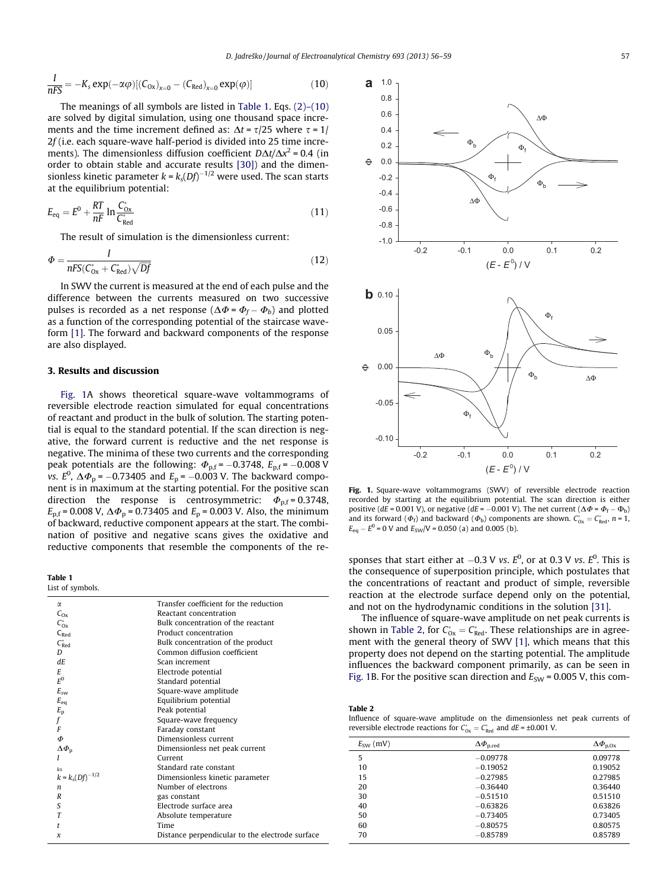$$\frac{I}{nFS} = -K_s \exp(-\alpha\varphi)[(C_{Ox})_{x=0} - (C_{Red})_{x=0} \exp(\varphi)] \tag{10}$$

The meanings of all symbols are listed in Table 1. Eqs. (2)–(10) are solved by digital simulation, using one thousand space increments and the time increment defined as: $\Delta t = \tau/25$ where $\tau = 1/2f$ (i.e. each square-wave half-period is divided into 25 time increments). The dimensionless diffusion coefficient $D\Delta t/\Delta x^2 = 0.4$ (in order to obtain stable and accurate results [30]) and the dimensionless kinetic parameter $k = k_s(Df)^{-1/2}$ were used. The scan starts at the equilibrium potential:

$$E_{eq} = E^0 + \frac{RT}{nF} \ln \frac{C^*_{Ox}}{C^*_{Red}} \tag{11}$$

The result of simulation is the dimensionless current:

$$\Phi = \frac{I}{nFS(C^*_{Ox} + C^*_{Red})\sqrt{Df}} \tag{12}$$

In SWV the current is measured at the end of each pulse and the difference between the currents measured on two successive pulses is recorded as a net response ($\Delta\Phi = \Phi_f - \Phi_b$) and plotted as a function of the corresponding potential of the staircase waveform [1]. The forward and backward components of the response are also displayed.

## 3. Results and discussion

Fig. 1A shows theoretical square-wave voltammograms of reversible electrode reaction simulated for equal concentrations of reactant and product in the bulk of solution. The starting potential is equal to the standard potential. If the scan direction is negative, the forward current is reductive and the net response is negative. The minima of these two currents and the corresponding peak potentials are the following: $\Phi_{p,f} = -0.3748$, $E_{p,f} = -0.008$ V *vs.* $E^0$, $\Delta\Phi_p = -0.73405$ and $E_p = -0.003$ V. The backward component is in maximum at the starting potential. For the positive scan direction the response is centrosymmetric: $\Phi_{p,f} = 0.3748$, $E_{p,f} = 0.008$ V, $\Delta\Phi_p = 0.73405$ and $E_p = 0.003$ V. Also, the minimum of backward, reductive component appears at the start. The combination of positive and negative scans gives the oxidative and reductive components that resemble the components of the responses that start either at $-0.3$ V *vs.* $E^0$, or at 0.3 V *vs.* $E^0$. This is the consequence of superposition principle, which postulates that the concentrations of reactant and product of simple, reversible reaction at the electrode surface depend only on the potential, and not on the hydrodynamic conditions in the solution [31].

The influence of square-wave amplitude on net peak currents is shown in Table 2, for $C^*_{Ox} = C^*_{Red}$. These relationships are in agreement with the general theory of SWV [1], which means that this property does not depend on the starting potential. The amplitude influences the backward component primarily, as can be seen in Fig. 1B. For the positive scan direction and $E_{SW} = 0.005$ V, this com-

**Table 1**
List of symbols.

| Symbol | Meaning |
|---|---|
| $\alpha$ | Transfer coefficient for the reduction |
| $C_{Ox}$ | Reactant concentration |
| $C^*_{Ox}$ | Bulk concentration of the reactant |
| $C_{Red}$ | Product concentration |
| $C^*_{Red}$ | Bulk concentration of the product |
| $D$ | Common diffusion coefficient |
| $dE$ | Scan increment |
| $E$ | Electrode potential |
| $E^0$ | Standard potential |
| $E_{sw}$ | Square-wave amplitude |
| $E_{eq}$ | Equilibrium potential |
| $E_p$ | Peak potential |
| $f$ | Square-wave frequency |
| $F$ | Faraday constant |
| $\Phi$ | Dimensionless current |
| $\Delta\Phi_p$ | Dimensionless net peak current |
| $I$ | Current |
| $k_s$ | Standard rate constant |
| $k = k_s(Df)^{-1/2}$ | Dimensionless kinetic parameter |
| $n$ | Number of electrons |
| $R$ | gas constant |
| $S$ | Electrode surface area |
| $T$ | Absolute temperature |
| $t$ | Time |
| $x$ | Distance perpendicular to the electrode surface |

**Fig. 1.** Square-wave voltammograms (SWV) of reversible electrode reaction recorded by starting at the equilibrium potential. The scan direction is either positive ($dE = 0.001$ V), or negative ($dE = -0.001$ V). The net current ($\Delta\Phi = \Phi_f - \Phi_b$) and its forward ($\Phi_f$) and backward ($\Phi_b$) components are shown. $C^*_{Ox} = C^*_{Red}$, $n = 1$, $E_{eq} - E^0 = 0$ V and $E_{SW}/\text{V} = 0.050$ (a) and 0.005 (b).

**Table 2**
Influence of square-wave amplitude on the dimensionless net peak currents of reversible electrode reactions for $C^*_{Ox} = C^*_{Red}$ and $dE = \pm 0.001$ V.

| $E_{SW}$ (mV) | $\Delta\Phi_{p,red}$ | $\Delta\Phi_{p,Ox}$ |
|---|---|---|
| 5 | −0.09778 | 0.09778 |
| 10 | −0.19052 | 0.19052 |
| 15 | −0.27985 | 0.27985 |
| 20 | −0.36440 | 0.36440 |
| 30 | −0.51510 | 0.51510 |
| 40 | −0.63826 | 0.63826 |
| 50 | −0.73405 | 0.73405 |
| 60 | −0.80575 | 0.80575 |
| 70 | −0.85789 | 0.85789 |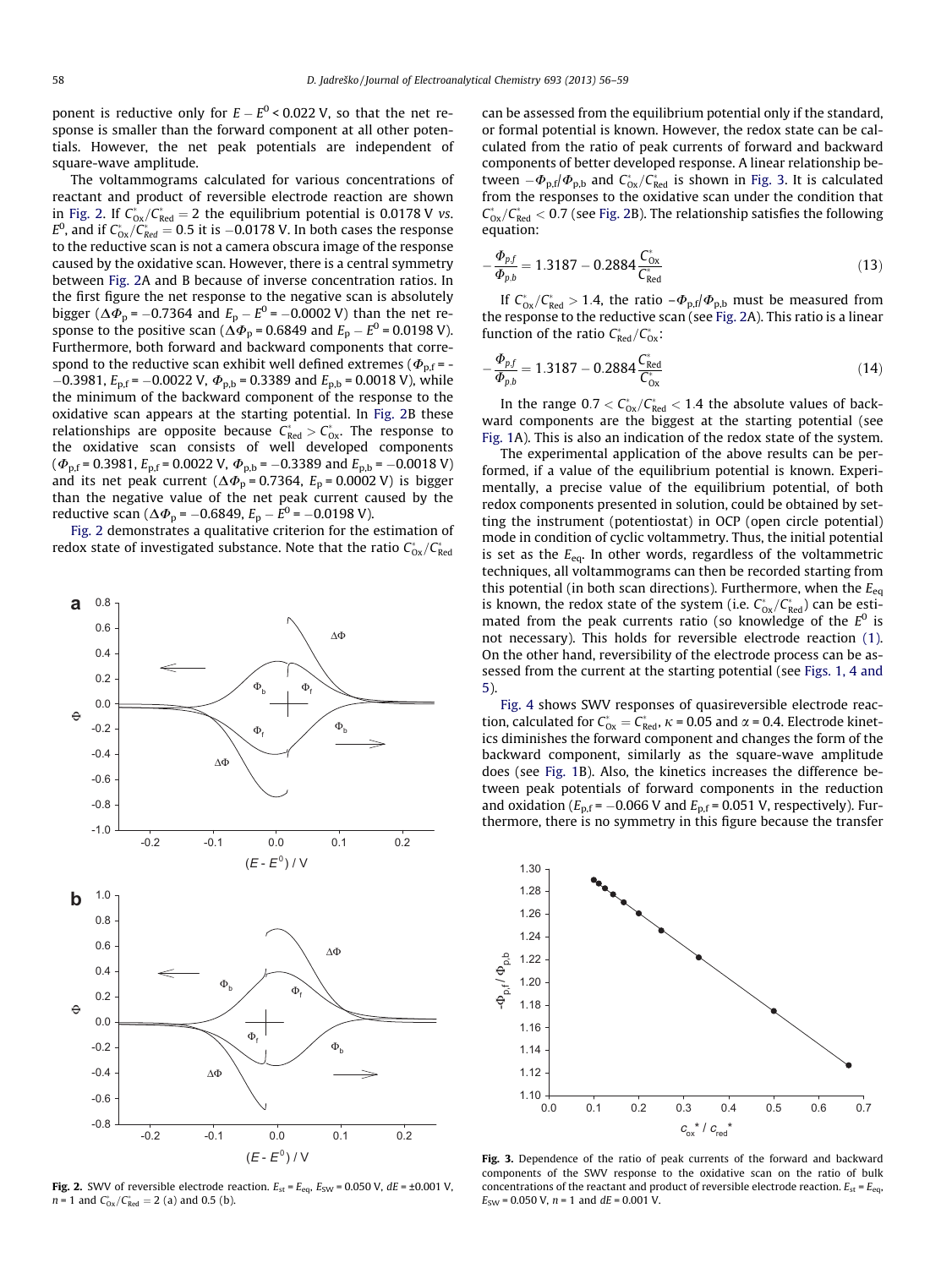ponent is reductive only for $E - E^0 < 0.022$ V, so that the net response is smaller than the forward component at all other potentials. However, the net peak potentials are independent of square-wave amplitude.

The voltammograms calculated for various concentrations of reactant and product of reversible electrode reaction are shown in Fig. 2. If $C^*_{Ox}/C^*_{Red} = 2$ the equilibrium potential is 0.0178 V vs. $E^0$, and if $C^*_{Ox}/C^*_{Red} = 0.5$ it is −0.0178 V. In both cases the response to the reductive scan is not a camera obscura image of the response caused by the oxidative scan. However, there is a central symmetry between Fig. 2A and B because of inverse concentration ratios. In the first figure the net response to the negative scan is absolutely bigger ($\Delta\Phi_p = -0.7364$ and $E_p - E^0 = -0.0002$ V) than the net response to the positive scan ($\Delta\Phi_p = 0.6849$ and $E_p - E^0 = 0.0198$ V). Furthermore, both forward and backward components that correspond to the reductive scan exhibit well defined extremes ($\Phi_{p,f}$ = −0.3981, $E_{p,f} = -0.0022$ V, $\Phi_{p,b} = 0.3389$ and $E_{p,b} = 0.0018$ V), while the minimum of the backward component of the response to the oxidative scan appears at the starting potential. In Fig. 2B these relationships are opposite because $C^*_{Red} > C^*_{Ox}$. The response to the oxidative scan consists of well developed components ($\Phi_{p,f} = 0.3981$, $E_{p,f} = 0.0022$ V, $\Phi_{p,b} = -0.3389$ and $E_{p,b} = -0.0018$ V) and its net peak current ($\Delta\Phi_p = 0.7364$, $E_p = 0.0002$ V) is bigger than the negative value of the net peak current caused by the reductive scan ($\Delta\Phi_p = -0.6849$, $E_p - E^0 = -0.0198$ V).

Fig. 2 demonstrates a qualitative criterion for the estimation of redox state of investigated substance. Note that the ratio $C^*_{Ox}/C^*_{Red}$ can be assessed from the equilibrium potential only if the standard, or formal potential is known. However, the redox state can be calculated from the ratio of peak currents of forward and backward components of better developed response. A linear relationship between $-\Phi_{p,f}/\Phi_{p,b}$ and $C^*_{Ox}/C^*_{Red}$ is shown in Fig. 3. It is calculated from the responses to the oxidative scan under the condition that $C^*_{Ox}/C^*_{Red} < 0.7$ (see Fig. 2B). The relationship satisfies the following equation:

$$-\frac{\Phi_{p,f}}{\Phi_{p,b}} = 1.3187 - 0.2884\frac{C^*_{Ox}}{C^*_{Red}} \tag{13}$$

If $C^*_{Ox}/C^*_{Red} > 1.4$, the ratio $-\Phi_{p,f}/\Phi_{p,b}$ must be measured from the response to the reductive scan (see Fig. 2A). This ratio is a linear function of the ratio $C^*_{Red}/C^*_{Ox}$:

$$-\frac{\Phi_{p,f}}{\Phi_{p,b}} = 1.3187 - 0.2884\frac{C^*_{Red}}{C^*_{Ox}} \tag{14}$$

In the range $0.7 < C^*_{Ox}/C^*_{Red} < 1.4$ the absolute values of backward components are the biggest at the starting potential (see Fig. 1A). This is also an indication of the redox state of the system.

The experimental application of the above results can be performed, if a value of the equilibrium potential is known. Experimentally, a precise value of the equilibrium potential, of both redox components presented in solution, could be obtained by setting the instrument (potentiostat) in OCP (open circle potential) mode in condition of cyclic voltammetry. Thus, the initial potential is set as the $E_{eq}$. In other words, regardless of the voltammetric techniques, all voltammograms can then be recorded starting from this potential (in both scan directions). Furthermore, when the $E_{eq}$ is known, the redox state of the system (i.e. $C^*_{Ox}/C^*_{Red}$) can be estimated from the peak currents ratio (so knowledge of the $E^0$ is not necessary). This holds for reversible electrode reaction (1). On the other hand, reversibility of the electrode process can be assessed from the current at the starting potential (see Figs. 1, 4 and 5).

Fig. 4 shows SWV responses of quasireversible electrode reaction, calculated for $C^*_{Ox} = C^*_{Red}$, $\kappa = 0.05$ and $\alpha = 0.4$. Electrode kinetics diminishes the forward component and changes the form of the backward component, similarly as the square-wave amplitude does (see Fig. 1B). Also, the kinetics increases the difference between peak potentials of forward components in the reduction and oxidation ($E_{p,f} = -0.066$ V and $E_{p,f} = 0.051$ V, respectively). Furthermore, there is no symmetry in this figure because the transfer

**Fig. 2.** SWV of reversible electrode reaction. $E_{st} = E_{eq}$, $E_{SW} = 0.050$ V, $dE = \pm 0.001$ V, $n = 1$ and $C^*_{Ox}/C^*_{Red} = 2$ (a) and 0.5 (b).

**Fig. 3.** Dependence of the ratio of peak currents of the forward and backward components of the SWV response to the oxidative scan on the ratio of bulk concentrations of the reactant and product of reversible electrode reaction. $E_{st} = E_{eq}$, $E_{SW} = 0.050$ V, $n = 1$ and $dE = 0.001$ V.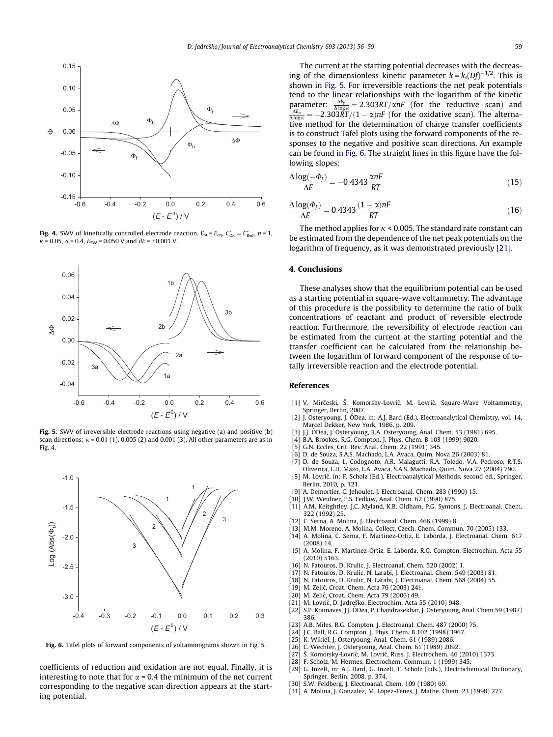0.15
0.10
0.05
0.00
-0.05
-0.10
-0.15
Φ
ΔΦ
Φb
Φf
ΔΦ
Φb
Φf
-0.6 -0.4 -0.2 0.0 0.2 0.4 0.6
$(E - E^0)$ / V

**Fig. 4.** SWV of kinetically controlled electrode reaction. $E_{st} = E_{eq}$, $C^*_{Ox} = C^*_{Red}$, $n = 1$, $\kappa = 0.05$, $\alpha = 0.4$, $E_{SW} = 0.050$ V and $dE = \pm 0.001$ V.

0.06
0.04
0.02
0.00
-0.02
-0.04
ΔΦ
1b
2b
3b
2a
3a
1a
-0.6 -0.4 -0.2 0.0 0.2 0.4 0.6
$(E - E^0)$ / V

**Fig. 5.** SWV of irreversible electrode reactions using negative (a) and positive (b) scan directions; $\kappa = 0.01$ (1), 0.005 (2) and 0.001 (3). All other parameters are as in Fig. 4.

-1.0
-1.5
-2.0
-2.5
-3.0
Log (Abs(Φf))
1
1
2
2
3
3
-0.4 -0.3 -0.2 -0.1 0.0 0.1 0.2 0.3
$(E - E^0)$ / V

**Fig. 6.** Tafel plots of forward components of voltammograms shown in Fig. 5.

coefficients of reduction and oxidation are not equal. Finally, it is interesting to note that for $\alpha = 0.4$ the minimum of the net current corresponding to the negative scan direction appears at the starting potential.

The current at the starting potential decreases with the decreasing of the dimensionless kinetic parameter $k = k_s(Df)^{-1/2}$. This is shown in Fig. 5. For irreversible reactions the net peak potentials tend to the linear relationships with the logarithm of the kinetic parameter: $\frac{\Delta E_p}{\Delta \log \kappa} = 2.303RT/\alpha nF$ (for the reductive scan) and $\frac{\Delta E_p}{\Delta \log \kappa} = -2.303RT/(1-\alpha)nF$ (for the oxidative scan). The alternative method for the determination of charge transfer coefficients is to construct Tafel plots using the forward components of the responses to the negative and positive scan directions. An example can be found in Fig. 6. The straight lines in this figure have the following slopes:

$$\frac{\Delta \log(-\Phi_f)}{\Delta E} = -0.4343\frac{\alpha nF}{RT} \tag{15}$$

$$\frac{\Delta \log(\Phi_f)}{\Delta E} = 0.4343\frac{(1-\alpha)nF}{RT} \tag{16}$$

The method applies for $\kappa < 0.005$. The standard rate constant can be estimated from the dependence of the net peak potentials on the logarithm of frequency, as it was demonstrated previously [21].

## 4. Conclusions

These analyses show that the equilibrium potential can be used as a starting potential in square-wave voltammetry. The advantage of this procedure is the possibility to determine the ratio of bulk concentrations of reactant and product of reversible electrode reaction. Furthermore, the reversibility of electrode reaction can be estimated from the current at the starting potential and the transfer coefficient can be calculated from the relationship between the logarithm of forward component of the response of totally irreversible reaction and the electrode potential.

## References

[1] V. Mirčeski, Š. Komorsky-Lovrić, M. Lovrić, Square-Wave Voltammetry, Springer, Berlin, 2007.
[2] J. Osteryoung, J. ÓDea, in: A.J. Bard (Ed.), Electroanalytical Chemistry, vol. 14, Marcel Dekker, New York, 1986, p. 209.
[3] J.J. ÓDea, J. Osteryoung, R.A. Osteryoung, Anal. Chem. 53 (1981) 695.
[4] B.A. Brookes, R.G. Compton, J. Phys. Chem. B 103 (1999) 9020.
[5] G.N. Eccles, Crit. Rev. Anal. Chem. 22 (1991) 345.
[6] D. de Souza, S.A.S. Machado, L.A. Avaca, Quim. Nova 26 (2003) 81.
[7] D. de Souza, L. Codognoto, A.R. Malagutti, R.A. Toledo, V.A. Pedroso, R.T.S. Oliverira, L.H. Mazo, L.A. Avaca, S.A.S. Machado, Quim. Nova 27 (2004) 790.
[8] M. Lovrić, in: F. Scholz (Ed.), Electroanalytical Methods, second ed., Springer, Berlin, 2010, p. 121.
[9] A. Demortier, C. Jeholet, J. Electroanal. Chem. 283 (1990) 15.
[10] J.W. Weidner, P.S. Fedkiw, Anal. Chem. 62 (1990) 875.
[11] A.M. Keitghtley, J.C. Myland, K.B. Oldham, P.G. Symons, J. Electroanal. Chem. 322 (1992) 25.
[12] C. Serna, A. Molina, J. Electroanal. Chem. 466 (1999) 8.
[13] M.M. Moreno, A. Molina, Collect. Czech. Chem. Commun. 70 (2005) 133.
[14] A. Molina, C. Serna, F. Martinez-Ortiz, E. Laborda, J. Electroanal. Chem. 617 (2008) 14.
[15] A. Molina, F. Martinez-Ortiz, E. Laborda, R.G. Compton, Electrochim. Acta 55 (2010) 5163.
[16] N. Fatouros, D. Krulic, J. Electroanal. Chem. 520 (2002) 1.
[17] N. Fatouros, D. Krulic, N. Larabi, J. Electroanal. Chem. 549 (2003) 81.
[18] N. Fatouros, D. Krulic, N. Larabi, J. Electroanal. Chem. 568 (2004) 55.
[19] M. Zelić, Croat. Chem. Acta 76 (2003) 241.
[20] M. Zelić, Croat. Chem. Acta 79 (2006) 49.
[21] M. Lovrić, D. Jadreško, Electrochim. Acta 55 (2010) 948.
[22] S.P. Kounaves, J.J. ÓDea, P. Chandrasekhar, J. Osteryoung, Anal. Chem 59 (1987) 386.
[23] A.B. Miles, R.G. Compton, J. Electroanal. Chem. 487 (2000) 75.
[24] J.C. Ball, R.G. Compton, J. Phys. Chem. B 102 (1998) 3967.
[25] K. Wikiel, J. Osteryoung, Anal. Chem. 61 (1989) 2086.
[26] C. Wechter, J. Osteryoung, Anal. Chem. 61 (1989) 2092.
[27] Š. Komorsky-Lovrić, M. Lovrić, Russ. J. Electrochem. 46 (2010) 1373.
[28] F. Scholz, M. Hermes, Electrochem. Commun. 1 (1999) 345.
[29] G. Inzelt, in: A.J. Bard, G. Inzelt, F. Scholz (Eds.), Electrochemical Dictionary, Springer, Berlin, 2008, p. 374.
[30] S.W. Feldberg, J. Electroanal. Chem. 109 (1980) 69.
[31] A. Molina, J. Gonzalez, M. Lopez-Tenes, J. Mathe. Chem. 23 (1998) 277.